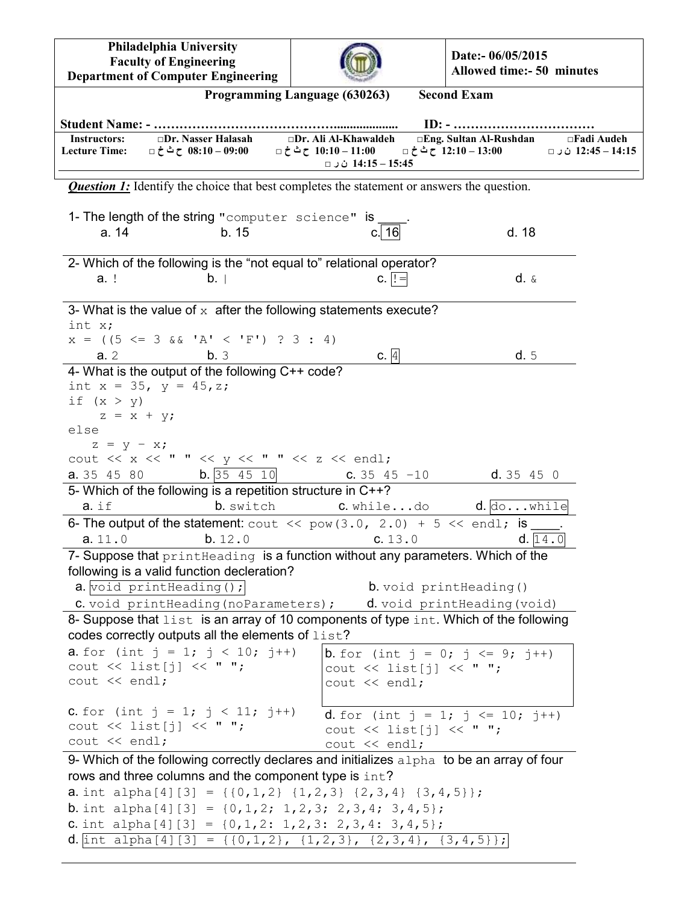**Philadelphia University**
**Faculty of Engineering**
**Department of Computer Engineering**

**Date:- 06/05/2015**
**Allowed time:- 50 minutes**

**Programming Language (630263) Second Exam**

**Student Name: - ……………………………………................... ID: - ……………………………**

| Instructors: | □Dr. Nasser Halasah | □Dr. Ali Al-Khawaldeh | □Eng. Sultan Al-Rushdan | □Fadi Audeh |
|---|---|---|---|---|
| Lecture Time: | □ ح ث خ 08:10 – 09:00 | □ ح ث خ 10:10 – 11:00 | □ ح ث خ 12:10 – 13:00 | □ ن ر 12:45 – 14:15 |
| | | □ ن ر 14:15 – 15:45 | | |

***Question 1:*** Identify the choice that best completes the statement or answers the question.

1- The length of the string `"computer science"` is ____.

a. 14 b. 15 c. [16] d. 18

2- Which of the following is the "not equal to" relational operator?

a. `!` b. `|` c. [`!=`] d. `&`

3- What is the value of `x` after the following statements execute?

```
int x;
x = ((5 <= 3 && 'A' < 'F') ? 3 : 4)
```

a. 2 b. 3 c. [4] d. 5

4- What is the output of the following C++ code?

```
int x = 35, y = 45,z;
if (x > y)
    z = x + y;
else
   z = y - x;
cout << x << " " << y << " " << z << endl;
```

a. `35 45 80` b. [`35 45 10`] c. `35 45 -10` d. `35 45 0`

5- Which of the following is a repetition structure in C++?

a. `if` b. `switch` c. `while...do` d. [`do...while`]

6- The output of the statement: `cout << pow(3.0, 2.0) + 5 << endl;` is ____.

a. `11.0` b. `12.0` c. `13.0` d. [`14.0`]

7- Suppose that `printHeading` is a function without any parameters. Which of the following is a valid function decleration?

a. [`void printHeading();`]
b. `void printHeading()`
c. `void printHeading(noParameters);`
d. `void printHeading(void)`

8- Suppose that `list` is an array of 10 components of type `int`. Which of the following codes correctly outputs all the elements of `list`?

a.
```
for (int j = 1; j < 10; j++)
cout << list[j] << " ";
cout << endl;
```

b. [boxed]
```
for (int j = 0; j <= 9; j++)
cout << list[j] << " ";
cout << endl;
```

c.
```
for (int j = 1; j < 11; j++)
cout << list[j] << " ";
cout << endl;
```

d.
```
for (int j = 1; j <= 10; j++)
cout << list[j] << " ";
cout << endl;
```

9- Which of the following correctly declares and initializes `alpha` to be an array of four rows and three columns and the component type is `int`?

a. `int alpha[4][3] = {{0,1,2} {1,2,3} {2,3,4} {3,4,5}};`
b. `int alpha[4][3] = {0,1,2; 1,2,3; 2,3,4; 3,4,5};`
c. `int alpha[4][3] = {0,1,2: 1,2,3: 2,3,4: 3,4,5};`
d. [`int alpha[4][3] = {{0,1,2}, {1,2,3}, {2,3,4}, {3,4,5}};`]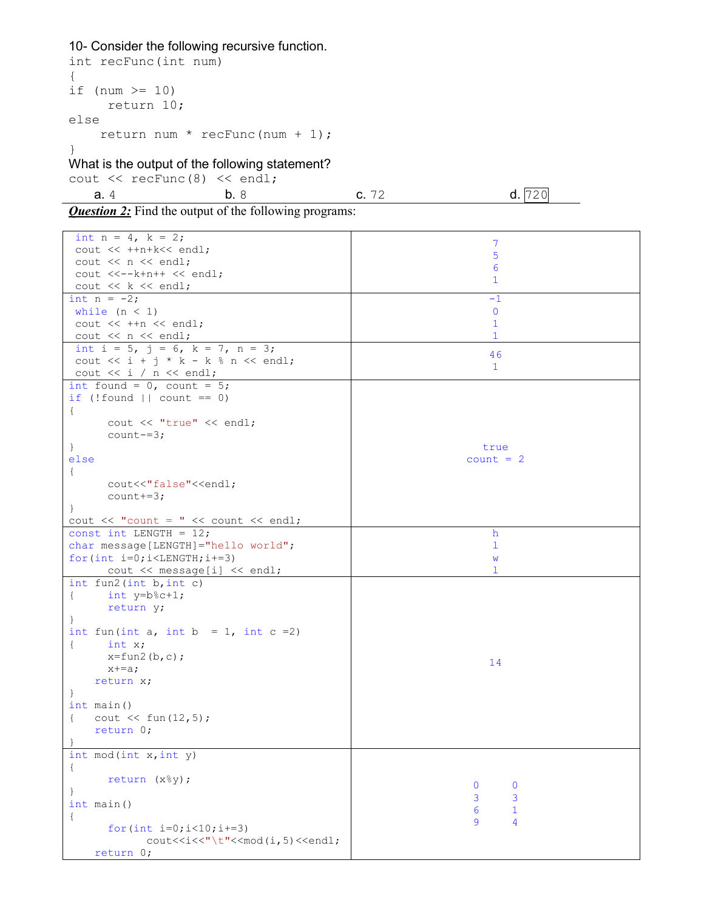10- Consider the following recursive function.

```
int recFunc(int num)
{
if  (num >= 10)
     return 10;
else
    return num * recFunc(num + 1);
}
```

What is the output of the following statement?

```
cout << recFunc(8) << endl;
```

a. 4 b. 8 c. 72 d. 720

***Question 2:*** Find the output of the following programs:

| Program | Output |
|---|---|
| <pre>int n = 4, k = 2;<br>cout << ++n+k<< endl;<br>cout << n << endl;<br>cout <<--k+n++ << endl;<br>cout << k << endl;</pre> | 7<br>5<br>6<br>1 |
| <pre>int n = -2;<br> while (n < 1)<br> cout << ++n << endl;<br> cout << n << endl;</pre> | -1<br>0<br>1<br>1 |
| <pre>int i = 5, j = 6, k = 7, n = 3;<br>cout << i + j * k - k % n << endl;<br>cout << i / n << endl;</pre> | 46<br>1 |
| <pre>int found = 0, count = 5;<br>if (!found \|\| count == 0)<br>{<br>      cout << "true" << endl;<br>      count-=3;<br>}<br>else<br>{<br>      cout<<"false"<<endl;<br>      count+=3;<br>}<br>cout << "count = " << count << endl;</pre> | true<br>count = 2 |
| <pre>const int LENGTH = 12;<br>char message[LENGTH]="hello world";<br>for(int i=0;i<LENGTH;i+=3)<br>      cout << message[i] << endl;</pre> | h<br>l<br>w<br>l |
| <pre>int fun2(int b,int c)<br>{     int y=b%c+1;<br>      return y;<br>}<br>int fun(int a, int b  = 1, int c =2)<br>{     int x;<br>      x=fun2(b,c);<br>      x+=a;<br>    return x;<br>}<br>int main()<br>{   cout << fun(12,5);<br>    return 0;<br>}</pre> | 14 |
| <pre>int mod(int x,int y)<br>{<br>      return (x%y);<br>}<br>int main()<br>{<br>      for(int i=0;i<10;i+=3)<br>            cout<<i<<"\t"<<mod(i,5)<<endl;<br>    return 0;</pre> | 0     0<br>3     3<br>6     1<br>9     4 |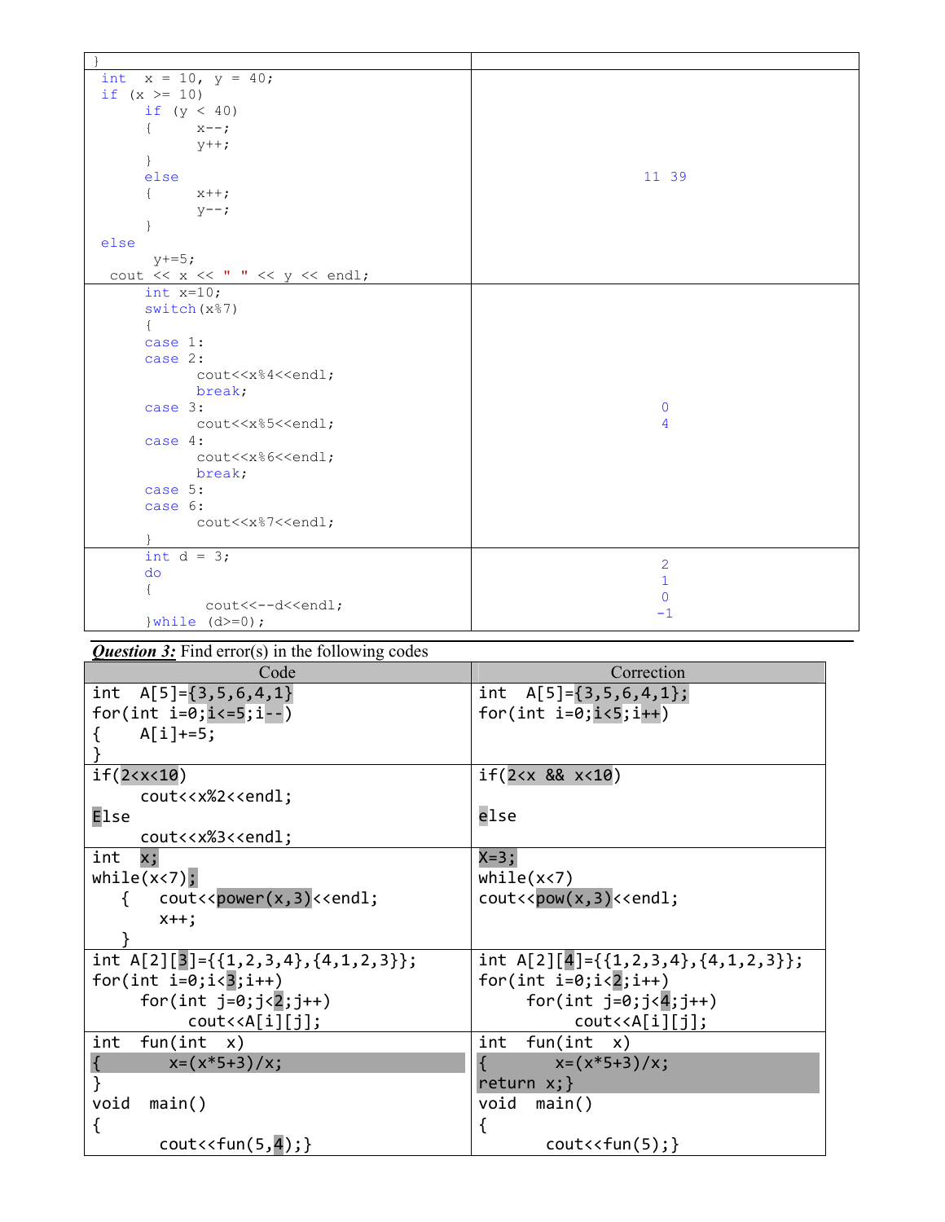| | |
|---|---|
| } | |
| `int x = 10, y = 40;`<br>`if (x >= 10)`<br>`    if (y < 40)`<br>`    {    x--;`<br>`         y++;`<br>`    }`<br>`    else`<br>`    {    x++;`<br>`         y--;`<br>`    }`<br>`else`<br>`     y+=5;`<br>` cout << x << " " << y << endl;` | 11 39 |
| `int x=10;`<br>`switch(x%7)`<br>`{`<br>`case 1:`<br>`case 2:`<br>`     cout<<x%4<<endl;`<br>`     break;`<br>`case 3:`<br>`     cout<<x%5<<endl;`<br>`case 4:`<br>`     cout<<x%6<<endl;`<br>`     break;`<br>`case 5:`<br>`case 6:`<br>`     cout<<x%7<<endl;`<br>`}` | 0<br>4 |
| `int d = 3;`<br>`do`<br>`{`<br>`      cout<<--d<<endl;`<br>`}while (d>=0);` | 2<br>1<br>0<br>-1 |

***Question 3:*** Find error(s) in the following codes

| Code | Correction |
|---|---|
| `int A[5]={3,5,6,4,1}`<br>`for(int i=0;i<=5;i--)`<br>`{    A[i]+=5;`<br>`}` | `int A[5]={3,5,6,4,1};`<br>`for(int i=0;i<5;i++)` |
| `if(2<x<10)`<br>`     cout<<x%2<<endl;`<br>`Else`<br>`     cout<<x%3<<endl;` | `if(2<x && x<10)`<br><br>`else` |
| `int x;`<br>`while(x<7);`<br>`  {   cout<<power(x,3)<<endl;`<br>`      x++;`<br>`  }` | `X=3;`<br>`while(x<7)`<br>`cout<<pow(x,3)<<endl;` |
| `int A[2][3]={{1,2,3,4},{4,1,2,3}};`<br>`for(int i=0;i<3;i++)`<br>`     for(int j=0;j<2;j++)`<br>`          cout<<A[i][j];` | `int A[2][4]={{1,2,3,4},{4,1,2,3}};`<br>`for(int i=0;i<2;i++)`<br>`     for(int j=0;j<4;j++)`<br>`          cout<<A[i][j];` |
| `int fun(int x)`<br>`{      x=(x*5+3)/x;`<br>`}`<br>`void main()`<br>`{`<br>`       cout<<fun(5,4);}` | `int fun(int x)`<br>`{      x=(x*5+3)/x;`<br>`return x;}`<br>`void main()`<br>`{`<br>`       cout<<fun(5);}` |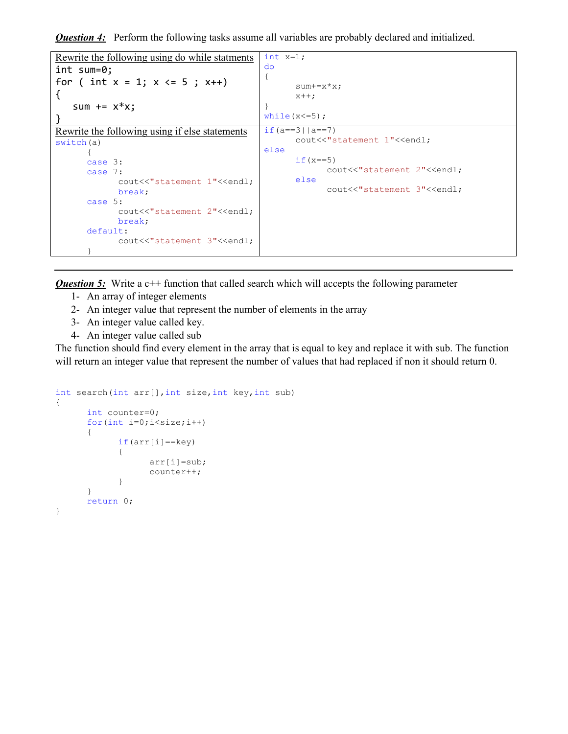***Question 4:*** Perform the following tasks assume all variables are probably declared and initialized.

| Rewrite the following using do while statments | |
|---|---|
| `int sum=0;`<br>`for ( int x = 1; x <= 5 ; x++)`<br>`{`<br>`   sum += x*x;`<br>`}` | `int x=1;`<br>`do`<br>`{`<br>`      sum+=x*x;`<br>`      x++;`<br>`}`<br>`while(x<=5);` |
| **Rewrite the following using if else statements** | |
| `switch(a)`<br>`      {`<br>`      case 3:`<br>`      case 7:`<br>`            cout<<"statement 1"<<endl;`<br>`            break;`<br>`      case 5:`<br>`            cout<<"statement 2"<<endl;`<br>`            break;`<br>`      default:`<br>`            cout<<"statement 3"<<endl;`<br>`      }` | `if(a==3\|\|a==7)`<br>`      cout<<"statement 1"<<endl;`<br>`else`<br>`      if(x==5)`<br>`            cout<<"statement 2"<<endl;`<br>`      else`<br>`            cout<<"statement 3"<<endl;` |

---

***Question 5:*** Write a c++ function that called search which will accepts the following parameter

1- An array of integer elements
2- An integer value that represent the number of elements in the array
3- An integer value called key.
4- An integer value called sub

The function should find every element in the array that is equal to key and replace it with sub. The function will return an integer value that represent the number of values that had replaced if non it should return 0.

```
int search(int arr[],int size,int key,int sub)
{
      int counter=0;
      for(int i=0;i<size;i++)
      {
            if(arr[i]==key)
            {
                  arr[i]=sub;
                  counter++;
            }
      }
      return 0;
}
```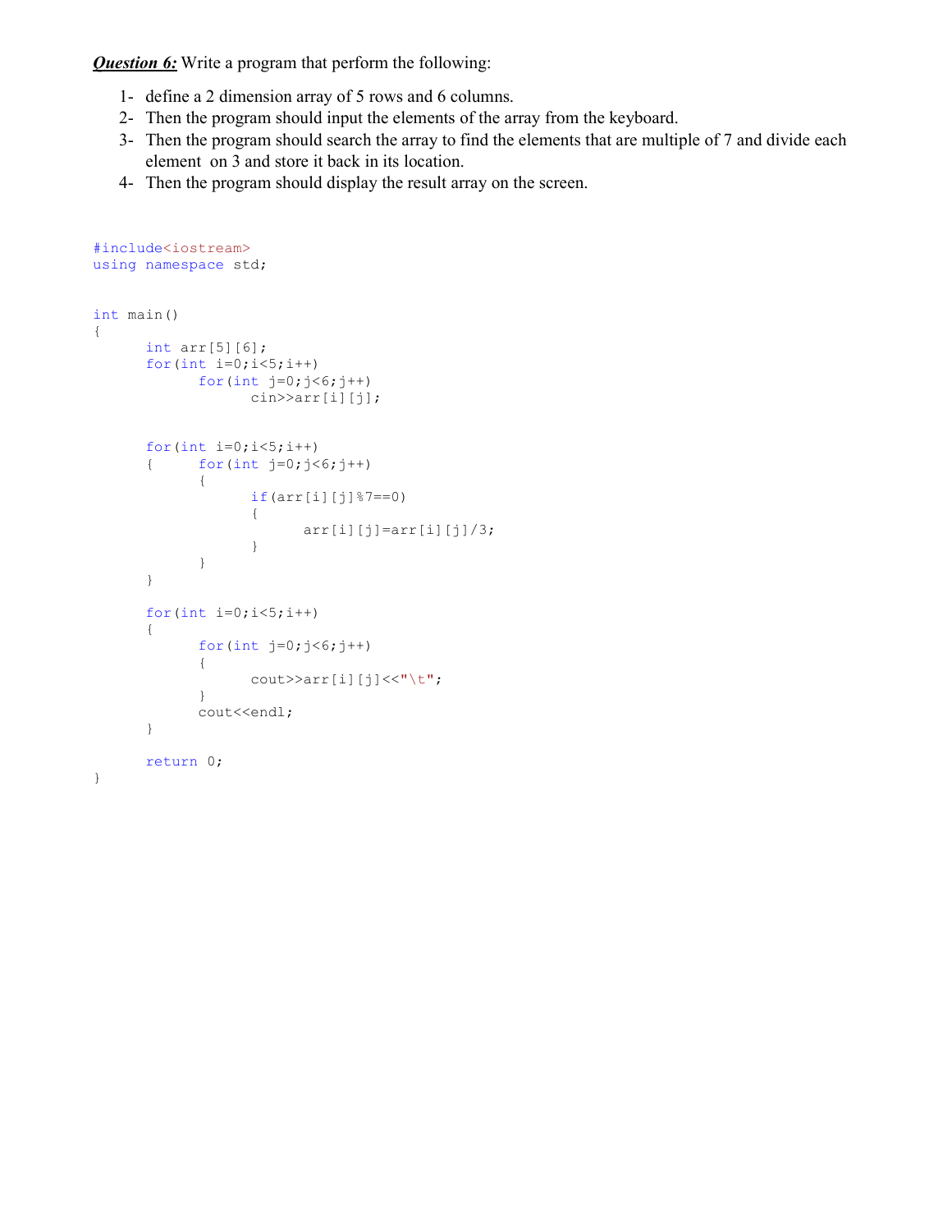***Question 6:*** Write a program that perform the following:

1- define a 2 dimension array of 5 rows and 6 columns.
2- Then the program should input the elements of the array from the keyboard.
3- Then the program should search the array to find the elements that are multiple of 7 and divide each element on 3 and store it back in its location.
4- Then the program should display the result array on the screen.

```
#include<iostream>
using namespace std;


int main()
{
      int arr[5][6];
      for(int i=0;i<5;i++)
            for(int j=0;j<6;j++)
                  cin>>arr[i][j];


      for(int i=0;i<5;i++)
      {     for(int j=0;j<6;j++)
            {
                  if(arr[i][j]%7==0)
                  {
                        arr[i][j]=arr[i][j]/3;
                  }
            }
      }

      for(int i=0;i<5;i++)
      {
            for(int j=0;j<6;j++)
            {
                  cout>>arr[i][j]<<"\t";
            }
            cout<<endl;
      }

      return 0;
}
```